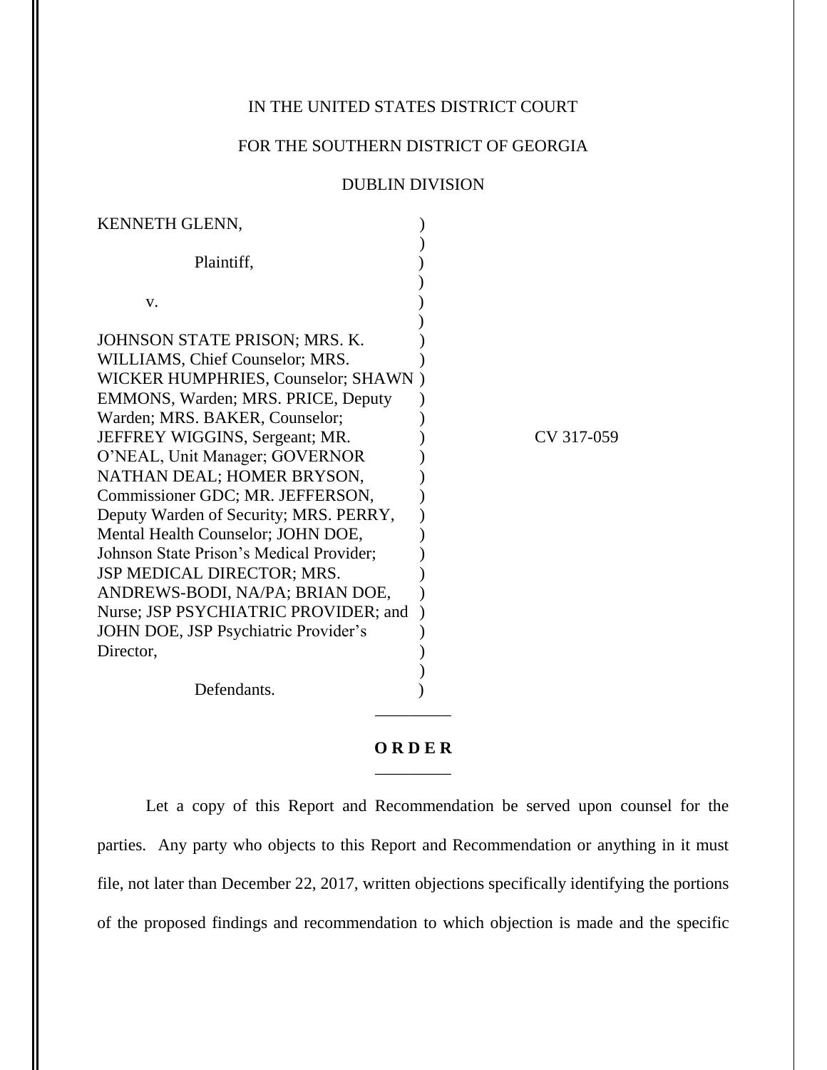IN THE UNITED STATES DISTRICT COURT

FOR THE SOUTHERN DISTRICT OF GEORGIA

DUBLIN DIVISION

| | | |
|---|---|---|
| KENNETH GLENN, | ) | |
| Plaintiff, | ) | |
| v. | ) | |
| JOHNSON STATE PRISON; MRS. K. WILLIAMS, Chief Counselor; MRS. WICKER HUMPHRIES, Counselor; SHAWN EMMONS, Warden; MRS. PRICE, Deputy Warden; MRS. BAKER, Counselor; JEFFREY WIGGINS, Sergeant; MR. O'NEAL, Unit Manager; GOVERNOR NATHAN DEAL; HOMER BRYSON, Commissioner GDC; MR. JEFFERSON, Deputy Warden of Security; MRS. PERRY, Mental Health Counselor; JOHN DOE, Johnson State Prison's Medical Provider; JSP MEDICAL DIRECTOR; MRS. ANDREWS-BODI, NA/PA; BRIAN DOE, Nurse; JSP PSYCHIATRIC PROVIDER; and JOHN DOE, JSP Psychiatric Provider's Director, | ) | CV 317-059 |
| Defendants. | ) | |

**O R D E R**

Let a copy of this Report and Recommendation be served upon counsel for the parties. Any party who objects to this Report and Recommendation or anything in it must file, not later than December 22, 2017, written objections specifically identifying the portions of the proposed findings and recommendation to which objection is made and the specific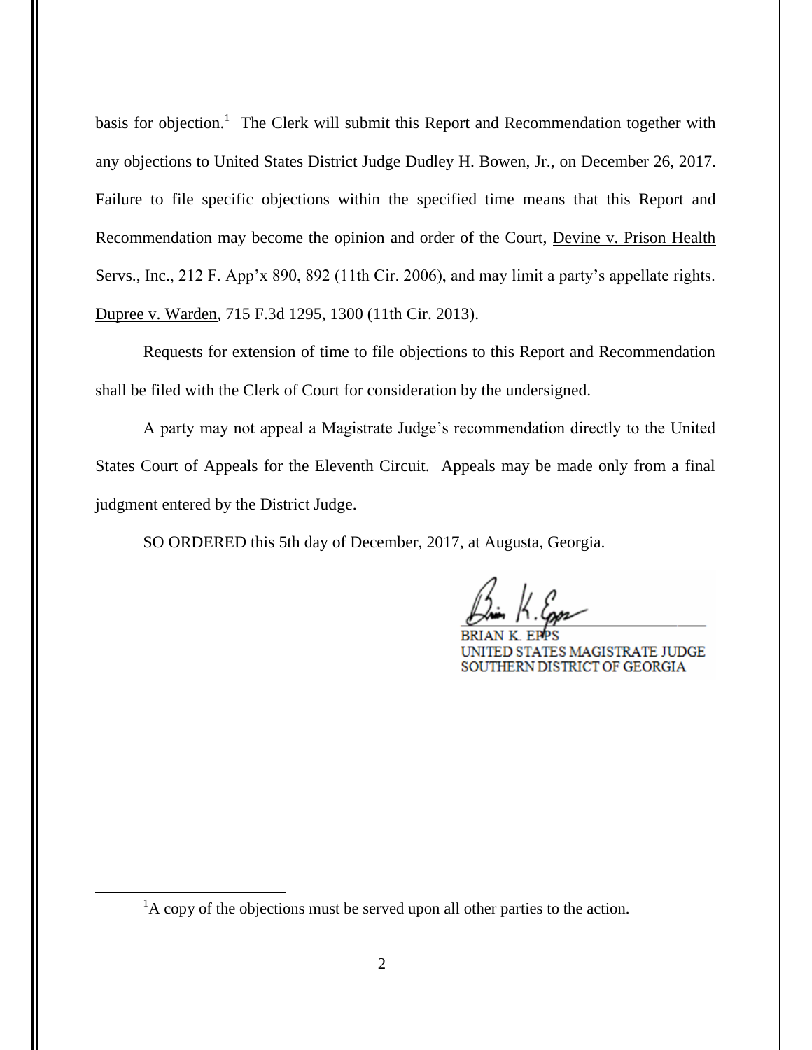basis for objection.[1] The Clerk will submit this Report and Recommendation together with any objections to United States District Judge Dudley H. Bowen, Jr., on December 26, 2017. Failure to file specific objections within the specified time means that this Report and Recommendation may become the opinion and order of the Court, Devine v. Prison Health Servs., Inc., 212 F. App'x 890, 892 (11th Cir. 2006), and may limit a party's appellate rights. Dupree v. Warden, 715 F.3d 1295, 1300 (11th Cir. 2013).

Requests for extension of time to file objections to this Report and Recommendation shall be filed with the Clerk of Court for consideration by the undersigned.

A party may not appeal a Magistrate Judge's recommendation directly to the United States Court of Appeals for the Eleventh Circuit. Appeals may be made only from a final judgment entered by the District Judge.

SO ORDERED this 5th day of December, 2017, at Augusta, Georgia.

BRIAN K. EPPS
UNITED STATES MAGISTRATE JUDGE
SOUTHERN DISTRICT OF GEORGIA

[1] A copy of the objections must be served upon all other parties to the action.